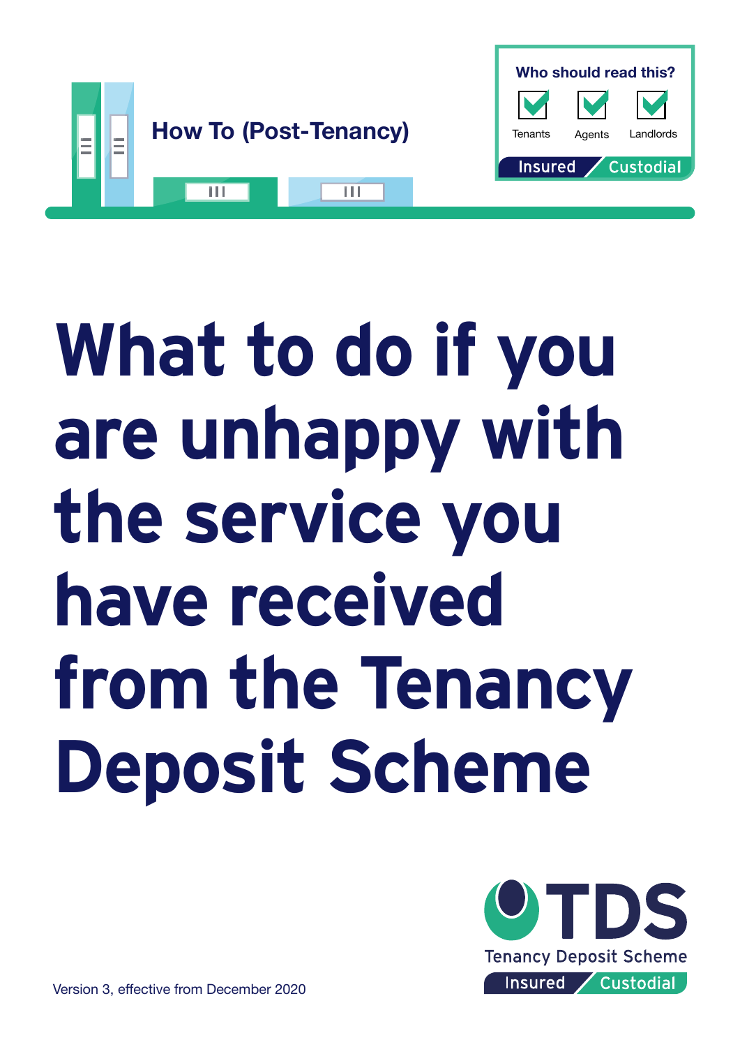How To (Post-Tenancy)

**Who should read this?**

- [x] Tenants
- [x] Agents
- [x] Landlords

Insured / Custodial

# What to do if you are unhappy with the service you have received from the Tenancy Deposit Scheme

TDS
Tenancy Deposit Scheme
Insured / Custodial

Version 3, effective from December 2020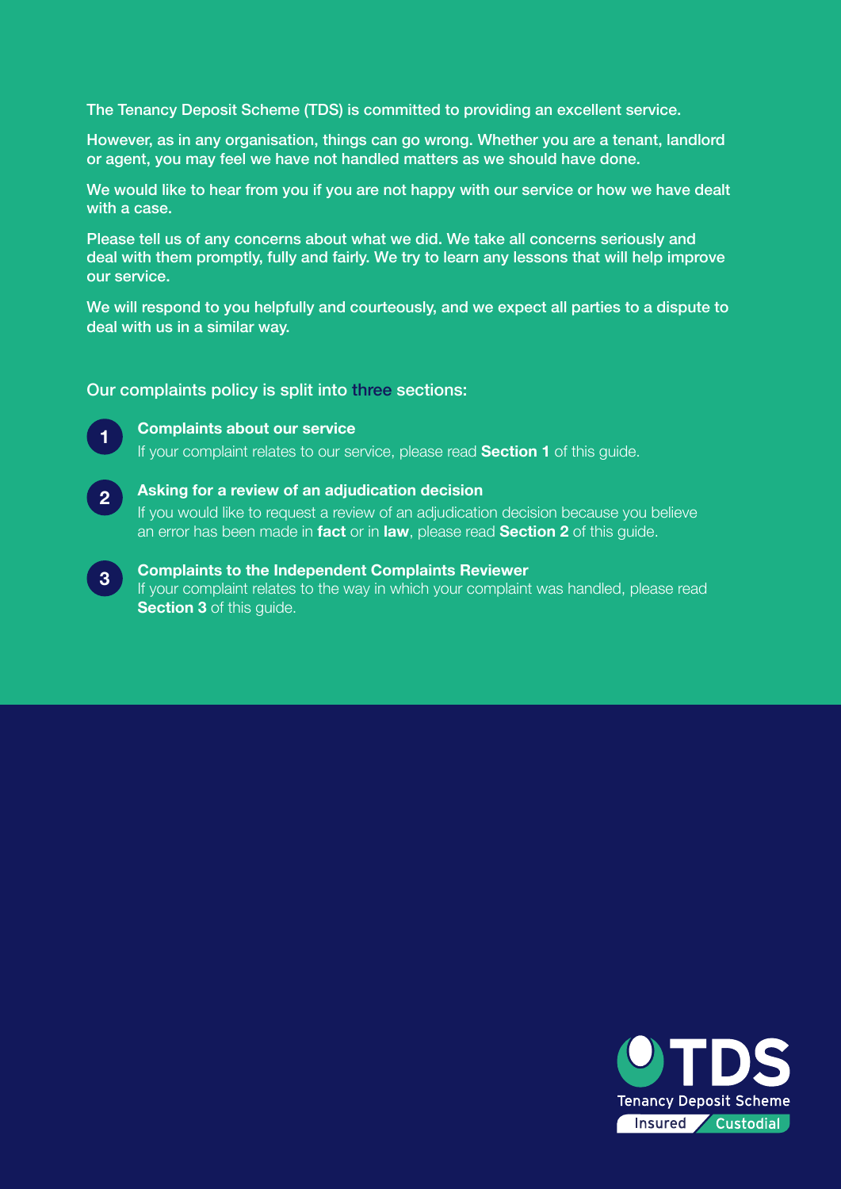The Tenancy Deposit Scheme (TDS) is committed to providing an excellent service.

However, as in any organisation, things can go wrong. Whether you are a tenant, landlord or agent, you may feel we have not handled matters as we should have done.

We would like to hear from you if you are not happy with our service or how we have dealt with a case.

Please tell us of any concerns about what we did. We take all concerns seriously and deal with them promptly, fully and fairly. We try to learn any lessons that will help improve our service.

We will respond to you helpfully and courteously, and we expect all parties to a dispute to deal with us in a similar way.

Our complaints policy is split into three sections:

1. **Complaints about our service**
   If your complaint relates to our service, please read **Section 1** of this guide.

2. **Asking for a review of an adjudication decision**
   If you would like to request a review of an adjudication decision because you believe an error has been made in **fact** or in **law**, please read **Section 2** of this guide.

3. **Complaints to the Independent Complaints Reviewer**
   If your complaint relates to the way in which your complaint was handled, please read **Section 3** of this guide.

TDS
Tenancy Deposit Scheme
Insured / Custodial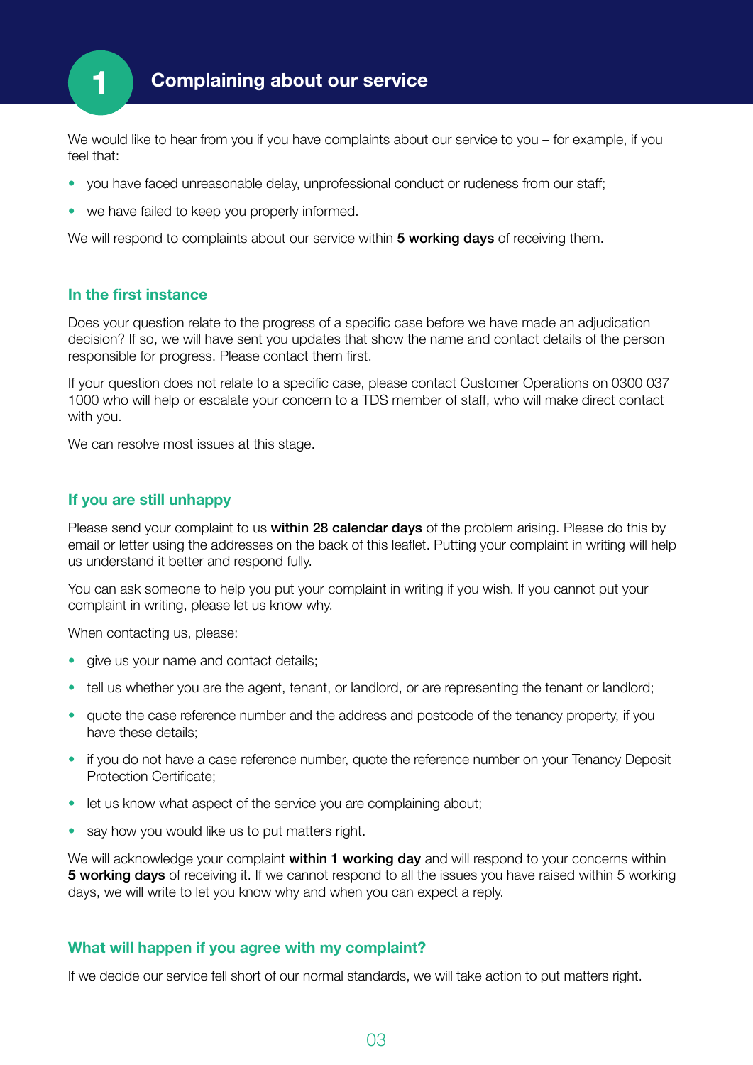# 1 Complaining about our service

We would like to hear from you if you have complaints about our service to you – for example, if you feel that:

- you have faced unreasonable delay, unprofessional conduct or rudeness from our staff;
- we have failed to keep you properly informed.

We will respond to complaints about our service within **5 working days** of receiving them.

## In the first instance

Does your question relate to the progress of a specific case before we have made an adjudication decision? If so, we will have sent you updates that show the name and contact details of the person responsible for progress. Please contact them first.

If your question does not relate to a specific case, please contact Customer Operations on 0300 037 1000 who will help or escalate your concern to a TDS member of staff, who will make direct contact with you.

We can resolve most issues at this stage.

## If you are still unhappy

Please send your complaint to us **within 28 calendar days** of the problem arising. Please do this by email or letter using the addresses on the back of this leaflet. Putting your complaint in writing will help us understand it better and respond fully.

You can ask someone to help you put your complaint in writing if you wish. If you cannot put your complaint in writing, please let us know why.

When contacting us, please:

- give us your name and contact details;
- tell us whether you are the agent, tenant, or landlord, or are representing the tenant or landlord;
- quote the case reference number and the address and postcode of the tenancy property, if you have these details;
- if you do not have a case reference number, quote the reference number on your Tenancy Deposit Protection Certificate;
- let us know what aspect of the service you are complaining about;
- say how you would like us to put matters right.

We will acknowledge your complaint **within 1 working day** and will respond to your concerns within **5 working days** of receiving it. If we cannot respond to all the issues you have raised within 5 working days, we will write to let you know why and when you can expect a reply.

## What will happen if you agree with my complaint?

If we decide our service fell short of our normal standards, we will take action to put matters right.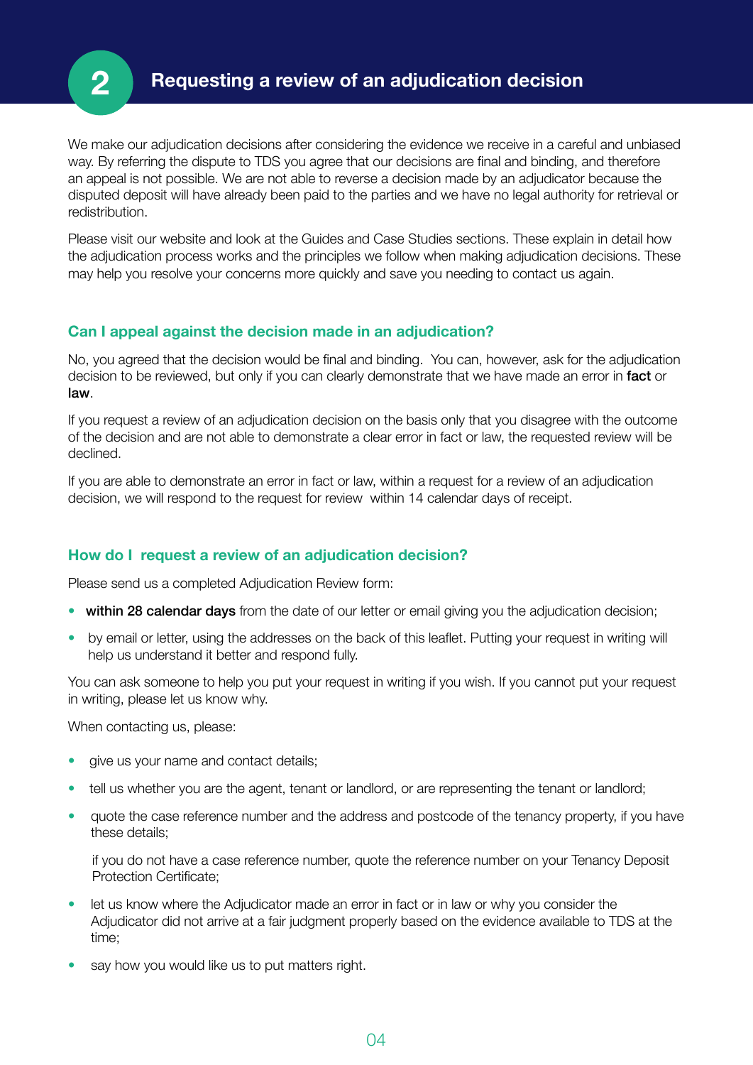## 2 Requesting a review of an adjudication decision

We make our adjudication decisions after considering the evidence we receive in a careful and unbiased way. By referring the dispute to TDS you agree that our decisions are final and binding, and therefore an appeal is not possible. We are not able to reverse a decision made by an adjudicator because the disputed deposit will have already been paid to the parties and we have no legal authority for retrieval or redistribution.

Please visit our website and look at the Guides and Case Studies sections. These explain in detail how the adjudication process works and the principles we follow when making adjudication decisions. These may help you resolve your concerns more quickly and save you needing to contact us again.

### Can I appeal against the decision made in an adjudication?

No, you agreed that the decision would be final and binding. You can, however, ask for the adjudication decision to be reviewed, but only if you can clearly demonstrate that we have made an error in **fact** or **law**.

If you request a review of an adjudication decision on the basis only that you disagree with the outcome of the decision and are not able to demonstrate a clear error in fact or law, the requested review will be declined.

If you are able to demonstrate an error in fact or law, within a request for a review of an adjudication decision, we will respond to the request for review within 14 calendar days of receipt.

### How do I request a review of an adjudication decision?

Please send us a completed Adjudication Review form:

- **within 28 calendar days** from the date of our letter or email giving you the adjudication decision;
- by email or letter, using the addresses on the back of this leaflet. Putting your request in writing will help us understand it better and respond fully.

You can ask someone to help you put your request in writing if you wish. If you cannot put your request in writing, please let us know why.

When contacting us, please:

- give us your name and contact details;
- tell us whether you are the agent, tenant or landlord, or are representing the tenant or landlord;
- quote the case reference number and the address and postcode of the tenancy property, if you have these details;

  if you do not have a case reference number, quote the reference number on your Tenancy Deposit Protection Certificate;
- let us know where the Adjudicator made an error in fact or in law or why you consider the Adjudicator did not arrive at a fair judgment properly based on the evidence available to TDS at the time;
- say how you would like us to put matters right.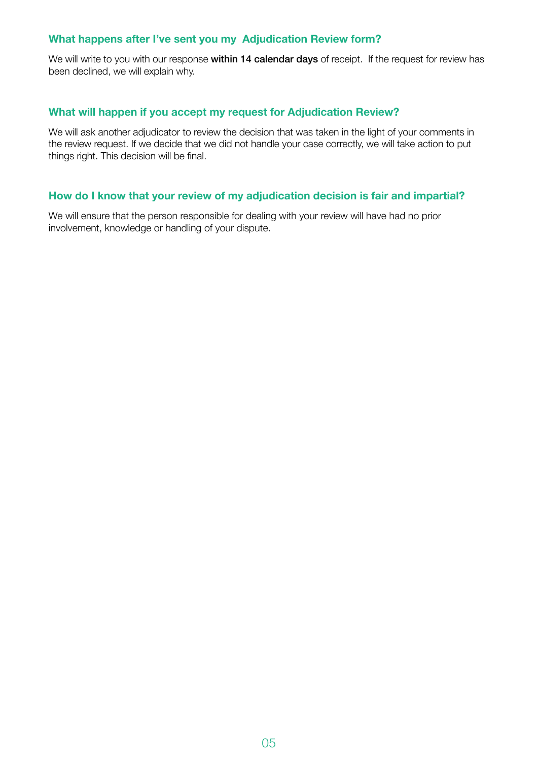### What happens after I've sent you my Adjudication Review form?

We will write to you with our response **within 14 calendar days** of receipt. If the request for review has been declined, we will explain why.

### What will happen if you accept my request for Adjudication Review?

We will ask another adjudicator to review the decision that was taken in the light of your comments in the review request. If we decide that we did not handle your case correctly, we will take action to put things right. This decision will be final.

### How do I know that your review of my adjudication decision is fair and impartial?

We will ensure that the person responsible for dealing with your review will have had no prior involvement, knowledge or handling of your dispute.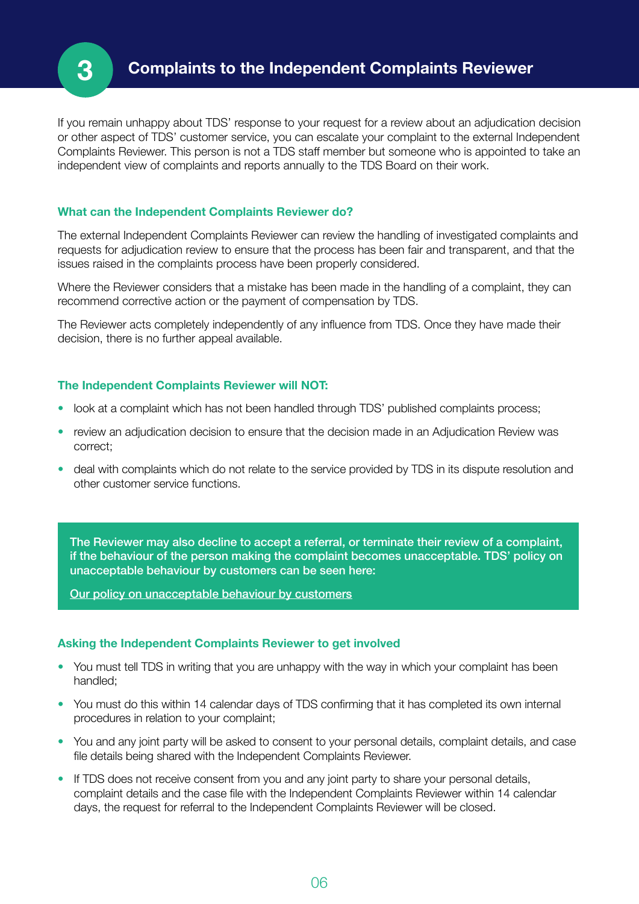# 3 Complaints to the Independent Complaints Reviewer

If you remain unhappy about TDS' response to your request for a review about an adjudication decision or other aspect of TDS' customer service, you can escalate your complaint to the external Independent Complaints Reviewer. This person is not a TDS staff member but someone who is appointed to take an independent view of complaints and reports annually to the TDS Board on their work.

### What can the Independent Complaints Reviewer do?

The external Independent Complaints Reviewer can review the handling of investigated complaints and requests for adjudication review to ensure that the process has been fair and transparent, and that the issues raised in the complaints process have been properly considered.

Where the Reviewer considers that a mistake has been made in the handling of a complaint, they can recommend corrective action or the payment of compensation by TDS.

The Reviewer acts completely independently of any influence from TDS. Once they have made their decision, there is no further appeal available.

### The Independent Complaints Reviewer will NOT:

- look at a complaint which has not been handled through TDS' published complaints process;
- review an adjudication decision to ensure that the decision made in an Adjudication Review was correct;
- deal with complaints which do not relate to the service provided by TDS in its dispute resolution and other customer service functions.

**The Reviewer may also decline to accept a referral, or terminate their review of a complaint, if the behaviour of the person making the complaint becomes unacceptable. TDS' policy on unacceptable behaviour by customers can be seen here:**

Our policy on unacceptable behaviour by customers

### Asking the Independent Complaints Reviewer to get involved

- You must tell TDS in writing that you are unhappy with the way in which your complaint has been handled;
- You must do this within 14 calendar days of TDS confirming that it has completed its own internal procedures in relation to your complaint;
- You and any joint party will be asked to consent to your personal details, complaint details, and case file details being shared with the Independent Complaints Reviewer.
- If TDS does not receive consent from you and any joint party to share your personal details, complaint details and the case file with the Independent Complaints Reviewer within 14 calendar days, the request for referral to the Independent Complaints Reviewer will be closed.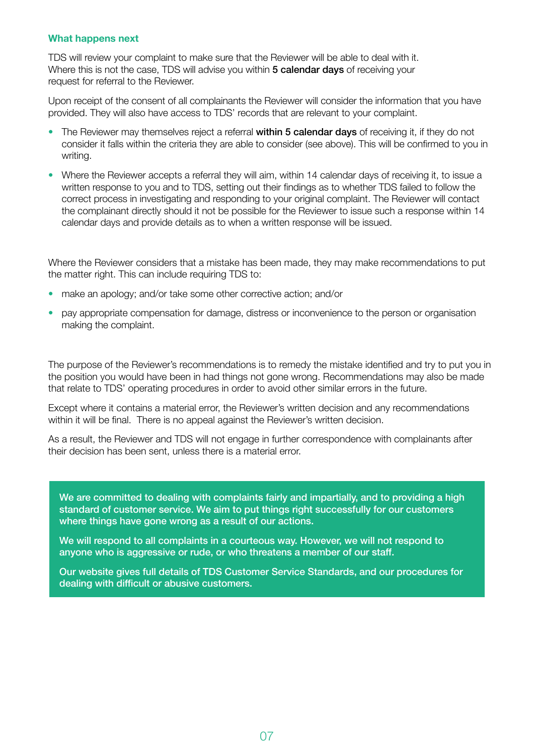### What happens next

TDS will review your complaint to make sure that the Reviewer will be able to deal with it. Where this is not the case, TDS will advise you within **5 calendar days** of receiving your request for referral to the Reviewer.

Upon receipt of the consent of all complainants the Reviewer will consider the information that you have provided. They will also have access to TDS' records that are relevant to your complaint.

- The Reviewer may themselves reject a referral **within 5 calendar days** of receiving it, if they do not consider it falls within the criteria they are able to consider (see above). This will be confirmed to you in writing.
- Where the Reviewer accepts a referral they will aim, within 14 calendar days of receiving it, to issue a written response to you and to TDS, setting out their findings as to whether TDS failed to follow the correct process in investigating and responding to your original complaint. The Reviewer will contact the complainant directly should it not be possible for the Reviewer to issue such a response within 14 calendar days and provide details as to when a written response will be issued.

Where the Reviewer considers that a mistake has been made, they may make recommendations to put the matter right. This can include requiring TDS to:

- make an apology; and/or take some other corrective action; and/or
- pay appropriate compensation for damage, distress or inconvenience to the person or organisation making the complaint.

The purpose of the Reviewer's recommendations is to remedy the mistake identified and try to put you in the position you would have been in had things not gone wrong. Recommendations may also be made that relate to TDS' operating procedures in order to avoid other similar errors in the future.

Except where it contains a material error, the Reviewer's written decision and any recommendations within it will be final. There is no appeal against the Reviewer's written decision.

As a result, the Reviewer and TDS will not engage in further correspondence with complainants after their decision has been sent, unless there is a material error.

**We are committed to dealing with complaints fairly and impartially, and to providing a high standard of customer service. We aim to put things right successfully for our customers where things have gone wrong as a result of our actions.**

**We will respond to all complaints in a courteous way. However, we will not respond to anyone who is aggressive or rude, or who threatens a member of our staff.**

**Our website gives full details of TDS Customer Service Standards, and our procedures for dealing with difficult or abusive customers.**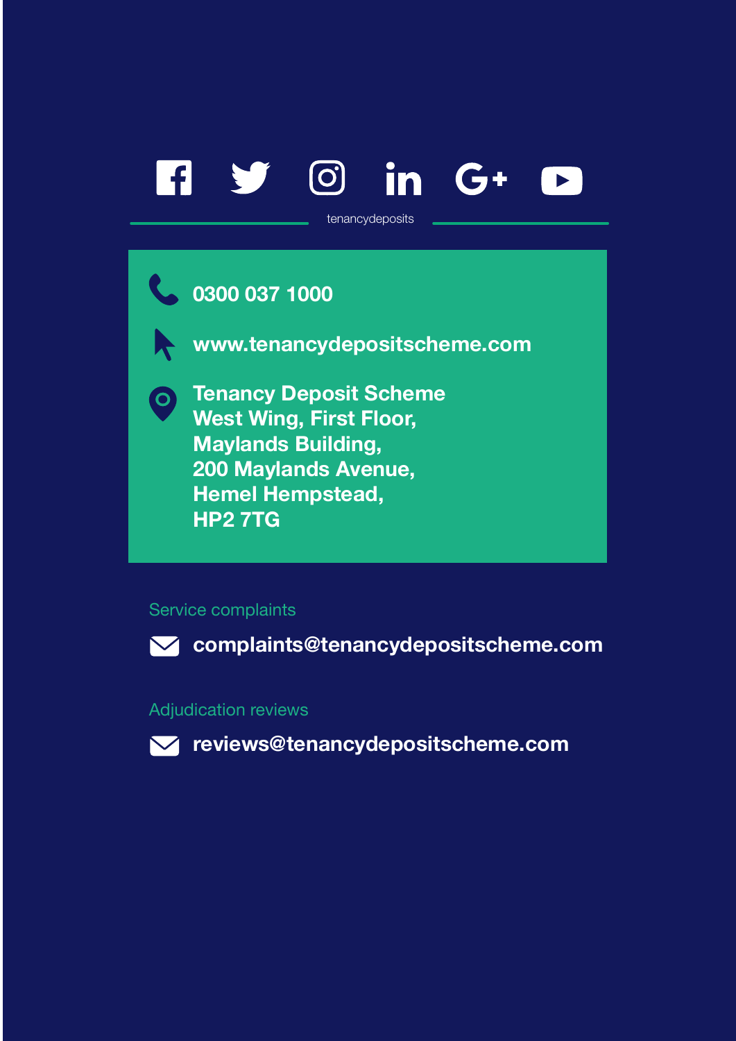tenancydeposits

0300 037 1000

www.tenancydepositscheme.com

Tenancy Deposit Scheme
West Wing, First Floor,
Maylands Building,
200 Maylands Avenue,
Hemel Hempstead,
HP2 7TG

Service complaints

complaints@tenancydepositscheme.com

Adjudication reviews

reviews@tenancydepositscheme.com